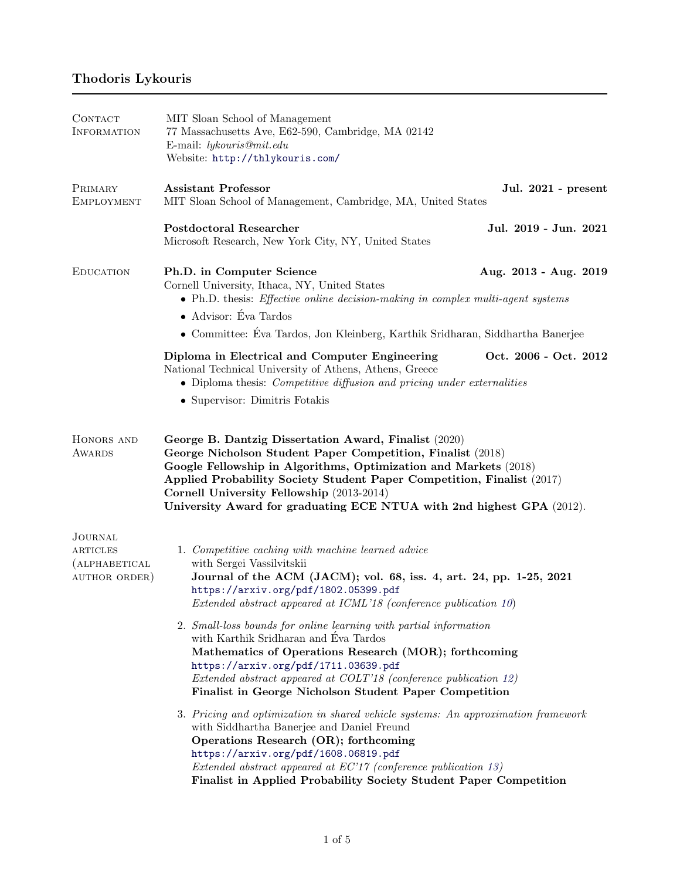# Thodoris Lykouris

## Contact Information

MIT Sloan School of Management
77 Massachusetts Ave, E62-590, Cambridge, MA 02142
E-mail: *lykouris@mit.edu*
Website: http://thlykouris.com/

## Primary Employment

**Assistant Professor** — **Jul. 2021 - present**
MIT Sloan School of Management, Cambridge, MA, United States

**Postdoctoral Researcher** — **Jul. 2019 - Jun. 2021**
Microsoft Research, New York City, NY, United States

## Education

**Ph.D. in Computer Science** — **Aug. 2013 - Aug. 2019**
Cornell University, Ithaca, NY, United States

- Ph.D. thesis: *Effective online decision-making in complex multi-agent systems*
- Advisor: Éva Tardos
- Committee: Éva Tardos, Jon Kleinberg, Karthik Sridharan, Siddhartha Banerjee

**Diploma in Electrical and Computer Engineering** — **Oct. 2006 - Oct. 2012**
National Technical University of Athens, Athens, Greece

- Diploma thesis: *Competitive diffusion and pricing under externalities*
- Supervisor: Dimitris Fotakis

## Honors and Awards

**George B. Dantzig Dissertation Award, Finalist** (2020)
**George Nicholson Student Paper Competition, Finalist** (2018)
**Google Fellowship in Algorithms, Optimization and Markets** (2018)
**Applied Probability Society Student Paper Competition, Finalist** (2017)
**Cornell University Fellowship** (2013-2014)
**University Award for graduating ECE NTUA with 2nd highest GPA** (2012).

## Journal articles (alphabetical author order)

1. *Competitive caching with machine learned advice*
   with Sergei Vassilvitskii
   **Journal of the ACM (JACM); vol. 68, iss. 4, art. 24, pp. 1-25, 2021**
   https://arxiv.org/pdf/1802.05399.pdf
   *Extended abstract appeared at ICML'18 (conference publication 10)*

2. *Small-loss bounds for online learning with partial information*
   with Karthik Sridharan and Éva Tardos
   **Mathematics of Operations Research (MOR); forthcoming**
   https://arxiv.org/pdf/1711.03639.pdf
   *Extended abstract appeared at COLT'18 (conference publication 12)*
   **Finalist in George Nicholson Student Paper Competition**

3. *Pricing and optimization in shared vehicle systems: An approximation framework*
   with Siddhartha Banerjee and Daniel Freund
   **Operations Research (OR); forthcoming**
   https://arxiv.org/pdf/1608.06819.pdf
   *Extended abstract appeared at EC'17 (conference publication 13)*
   **Finalist in Applied Probability Society Student Paper Competition**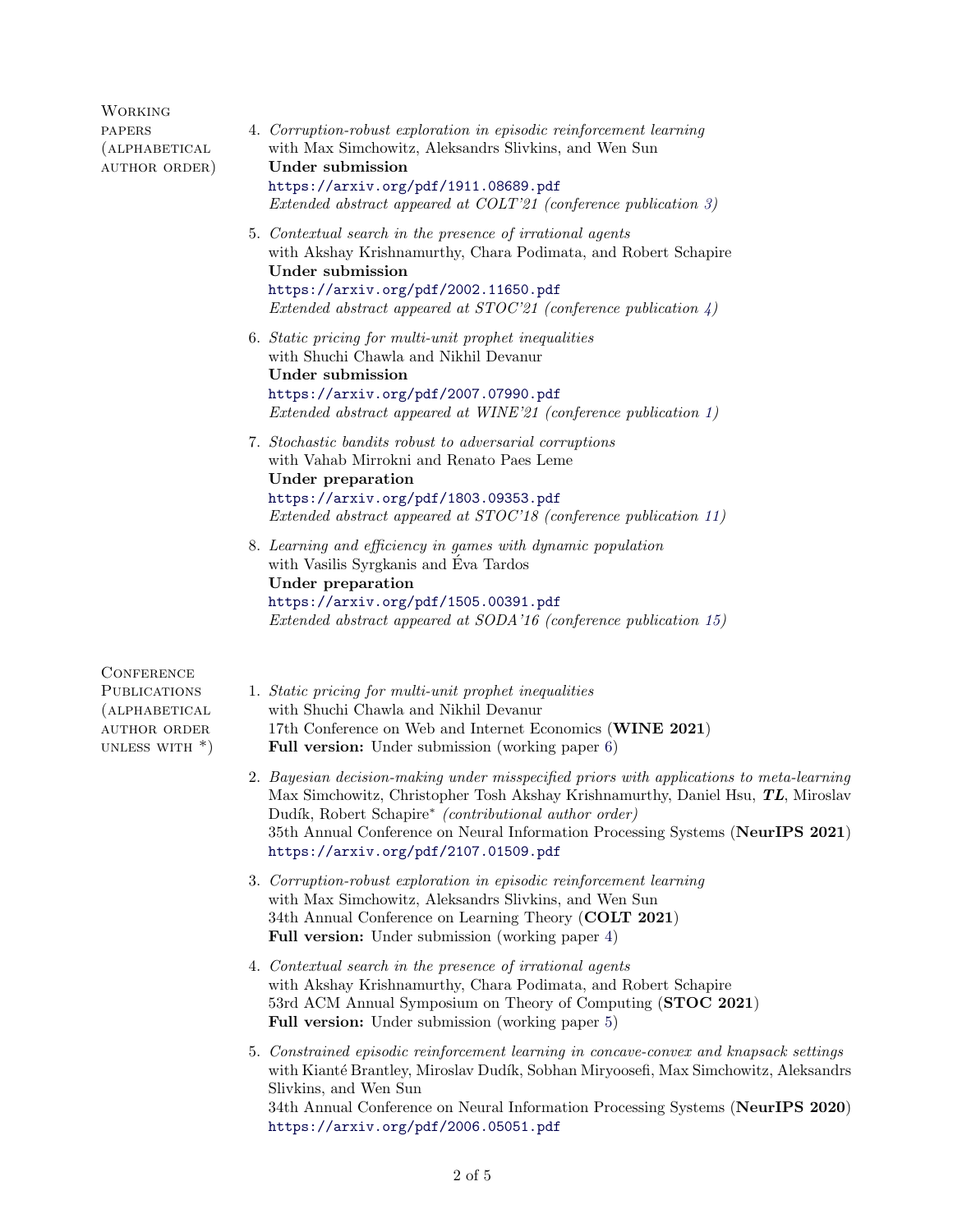## Working papers (alphabetical author order)

4. *Corruption-robust exploration in episodic reinforcement learning*
   with Max Simchowitz, Aleksandrs Slivkins, and Wen Sun
   **Under submission**
   https://arxiv.org/pdf/1911.08689.pdf
   *Extended abstract appeared at COLT'21 (conference publication 3)*

5. *Contextual search in the presence of irrational agents*
   with Akshay Krishnamurthy, Chara Podimata, and Robert Schapire
   **Under submission**
   https://arxiv.org/pdf/2002.11650.pdf
   *Extended abstract appeared at STOC'21 (conference publication 4)*

6. *Static pricing for multi-unit prophet inequalities*
   with Shuchi Chawla and Nikhil Devanur
   **Under submission**
   https://arxiv.org/pdf/2007.07990.pdf
   *Extended abstract appeared at WINE'21 (conference publication 1)*

7. *Stochastic bandits robust to adversarial corruptions*
   with Vahab Mirrokni and Renato Paes Leme
   **Under preparation**
   https://arxiv.org/pdf/1803.09353.pdf
   *Extended abstract appeared at STOC'18 (conference publication 11)*

8. *Learning and efficiency in games with dynamic population*
   with Vasilis Syrgkanis and Éva Tardos
   **Under preparation**
   https://arxiv.org/pdf/1505.00391.pdf
   *Extended abstract appeared at SODA'16 (conference publication 15)*

## Conference Publications (alphabetical author order unless with *)

1. *Static pricing for multi-unit prophet inequalities*
   with Shuchi Chawla and Nikhil Devanur
   17th Conference on Web and Internet Economics (**WINE 2021**)
   **Full version:** Under submission (working paper 6)

2. *Bayesian decision-making under misspecified priors with applications to meta-learning*
   Max Simchowitz, Christopher Tosh Akshay Krishnamurthy, Daniel Hsu, ***TL***, Miroslav Dudík, Robert Schapire* *(contributional author order)*
   35th Annual Conference on Neural Information Processing Systems (**NeurIPS 2021**)
   https://arxiv.org/pdf/2107.01509.pdf

3. *Corruption-robust exploration in episodic reinforcement learning*
   with Max Simchowitz, Aleksandrs Slivkins, and Wen Sun
   34th Annual Conference on Learning Theory (**COLT 2021**)
   **Full version:** Under submission (working paper 4)

4. *Contextual search in the presence of irrational agents*
   with Akshay Krishnamurthy, Chara Podimata, and Robert Schapire
   53rd ACM Annual Symposium on Theory of Computing (**STOC 2021**)
   **Full version:** Under submission (working paper 5)

5. *Constrained episodic reinforcement learning in concave-convex and knapsack settings*
   with Kianté Brantley, Miroslav Dudík, Sobhan Miryoosefi, Max Simchowitz, Aleksandrs Slivkins, and Wen Sun
   34th Annual Conference on Neural Information Processing Systems (**NeurIPS 2020**)
   https://arxiv.org/pdf/2006.05051.pdf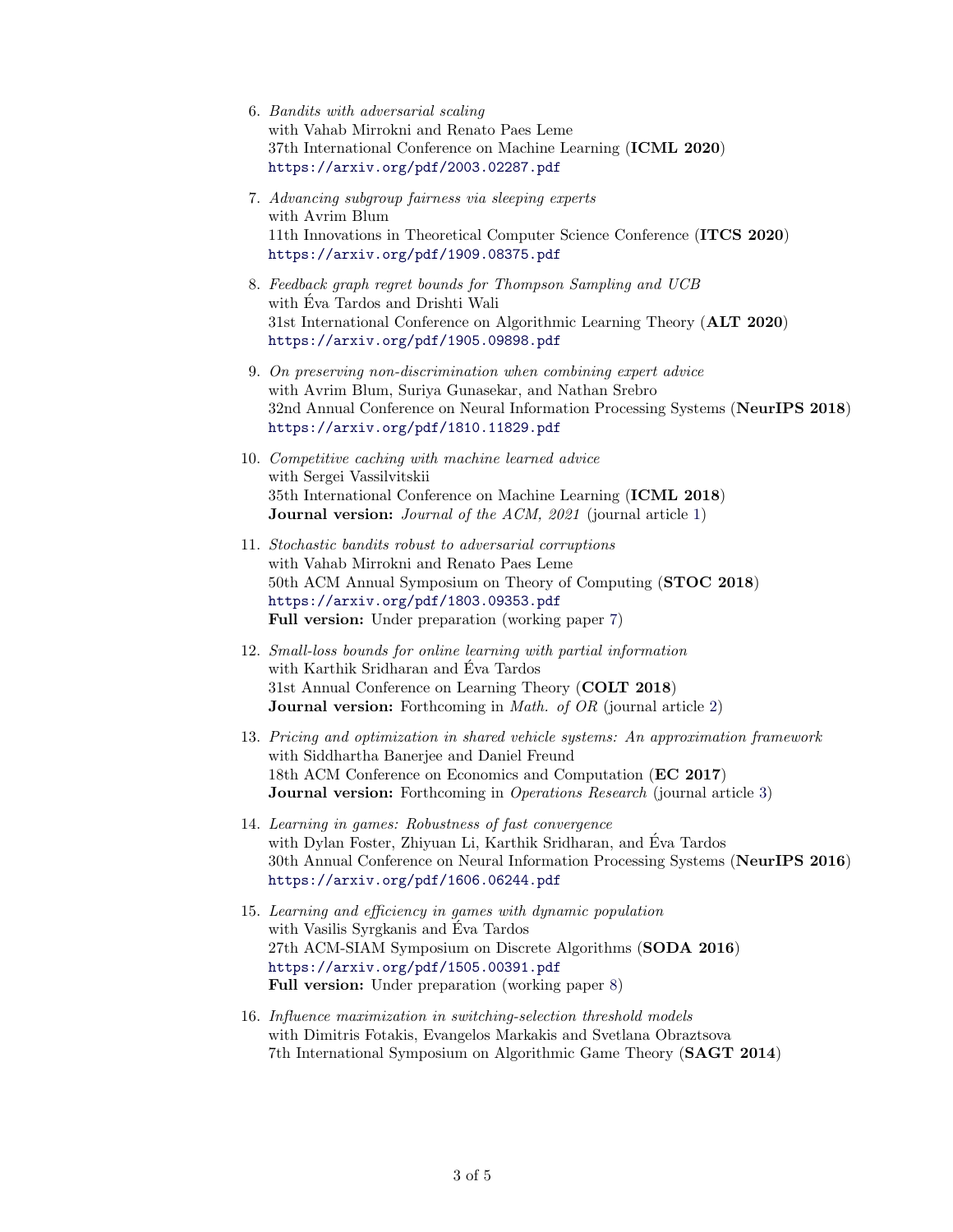6. *Bandits with adversarial scaling*
   with Vahab Mirrokni and Renato Paes Leme
   37th International Conference on Machine Learning (**ICML 2020**)
   https://arxiv.org/pdf/2003.02287.pdf

7. *Advancing subgroup fairness via sleeping experts*
   with Avrim Blum
   11th Innovations in Theoretical Computer Science Conference (**ITCS 2020**)
   https://arxiv.org/pdf/1909.08375.pdf

8. *Feedback graph regret bounds for Thompson Sampling and UCB*
   with Éva Tardos and Drishti Wali
   31st International Conference on Algorithmic Learning Theory (**ALT 2020**)
   https://arxiv.org/pdf/1905.09898.pdf

9. *On preserving non-discrimination when combining expert advice*
   with Avrim Blum, Suriya Gunasekar, and Nathan Srebro
   32nd Annual Conference on Neural Information Processing Systems (**NeurIPS 2018**)
   https://arxiv.org/pdf/1810.11829.pdf

10. *Competitive caching with machine learned advice*
    with Sergei Vassilvitskii
    35th International Conference on Machine Learning (**ICML 2018**)
    **Journal version:** *Journal of the ACM, 2021* (journal article 1)

11. *Stochastic bandits robust to adversarial corruptions*
    with Vahab Mirrokni and Renato Paes Leme
    50th ACM Annual Symposium on Theory of Computing (**STOC 2018**)
    https://arxiv.org/pdf/1803.09353.pdf
    **Full version:** Under preparation (working paper 7)

12. *Small-loss bounds for online learning with partial information*
    with Karthik Sridharan and Éva Tardos
    31st Annual Conference on Learning Theory (**COLT 2018**)
    **Journal version:** Forthcoming in *Math. of OR* (journal article 2)

13. *Pricing and optimization in shared vehicle systems: An approximation framework*
    with Siddhartha Banerjee and Daniel Freund
    18th ACM Conference on Economics and Computation (**EC 2017**)
    **Journal version:** Forthcoming in *Operations Research* (journal article 3)

14. *Learning in games: Robustness of fast convergence*
    with Dylan Foster, Zhiyuan Li, Karthik Sridharan, and Éva Tardos
    30th Annual Conference on Neural Information Processing Systems (**NeurIPS 2016**)
    https://arxiv.org/pdf/1606.06244.pdf

15. *Learning and efficiency in games with dynamic population*
    with Vasilis Syrgkanis and Éva Tardos
    27th ACM-SIAM Symposium on Discrete Algorithms (**SODA 2016**)
    https://arxiv.org/pdf/1505.00391.pdf
    **Full version:** Under preparation (working paper 8)

16. *Influence maximization in switching-selection threshold models*
    with Dimitris Fotakis, Evangelos Markakis and Svetlana Obraztsova
    7th International Symposium on Algorithmic Game Theory (**SAGT 2014**)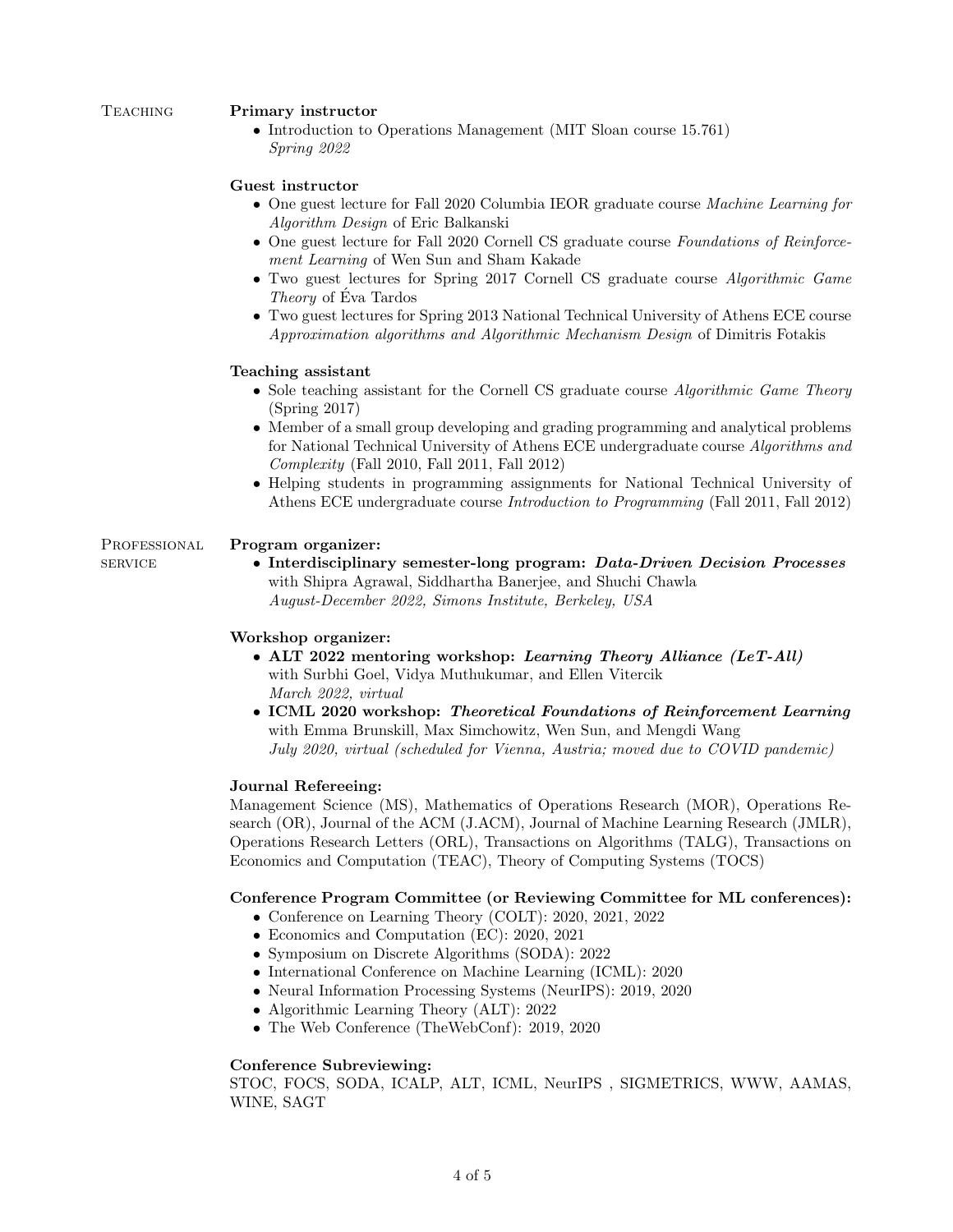## Teaching

### Primary instructor

- Introduction to Operations Management (MIT Sloan course 15.761)
  *Spring 2022*

### Guest instructor

- One guest lecture for Fall 2020 Columbia IEOR graduate course *Machine Learning for Algorithm Design* of Eric Balkanski
- One guest lecture for Fall 2020 Cornell CS graduate course *Foundations of Reinforcement Learning* of Wen Sun and Sham Kakade
- Two guest lectures for Spring 2017 Cornell CS graduate course *Algorithmic Game Theory* of Éva Tardos
- Two guest lectures for Spring 2013 National Technical University of Athens ECE course *Approximation algorithms and Algorithmic Mechanism Design* of Dimitris Fotakis

### Teaching assistant

- Sole teaching assistant for the Cornell CS graduate course *Algorithmic Game Theory* (Spring 2017)
- Member of a small group developing and grading programming and analytical problems for National Technical University of Athens ECE undergraduate course *Algorithms and Complexity* (Fall 2010, Fall 2011, Fall 2012)
- Helping students in programming assignments for National Technical University of Athens ECE undergraduate course *Introduction to Programming* (Fall 2011, Fall 2012)

## Professional service

### Program organizer:

- **Interdisciplinary semester-long program: *Data-Driven Decision Processes***
  with Shipra Agrawal, Siddhartha Banerjee, and Shuchi Chawla
  *August-December 2022, Simons Institute, Berkeley, USA*

### Workshop organizer:

- **ALT 2022 mentoring workshop: *Learning Theory Alliance (LeT-All)***
  with Surbhi Goel, Vidya Muthukumar, and Ellen Vitercik
  *March 2022, virtual*
- **ICML 2020 workshop: *Theoretical Foundations of Reinforcement Learning***
  with Emma Brunskill, Max Simchowitz, Wen Sun, and Mengdi Wang
  *July 2020, virtual (scheduled for Vienna, Austria; moved due to COVID pandemic)*

### Journal Refereeing:

Management Science (MS), Mathematics of Operations Research (MOR), Operations Research (OR), Journal of the ACM (J.ACM), Journal of Machine Learning Research (JMLR), Operations Research Letters (ORL), Transactions on Algorithms (TALG), Transactions on Economics and Computation (TEAC), Theory of Computing Systems (TOCS)

### Conference Program Committee (or Reviewing Committee for ML conferences):

- Conference on Learning Theory (COLT): 2020, 2021, 2022
- Economics and Computation (EC): 2020, 2021
- Symposium on Discrete Algorithms (SODA): 2022
- International Conference on Machine Learning (ICML): 2020
- Neural Information Processing Systems (NeurIPS): 2019, 2020
- Algorithmic Learning Theory (ALT): 2022
- The Web Conference (TheWebConf): 2019, 2020

### Conference Subreviewing:

STOC, FOCS, SODA, ICALP, ALT, ICML, NeurIPS , SIGMETRICS, WWW, AAMAS, WINE, SAGT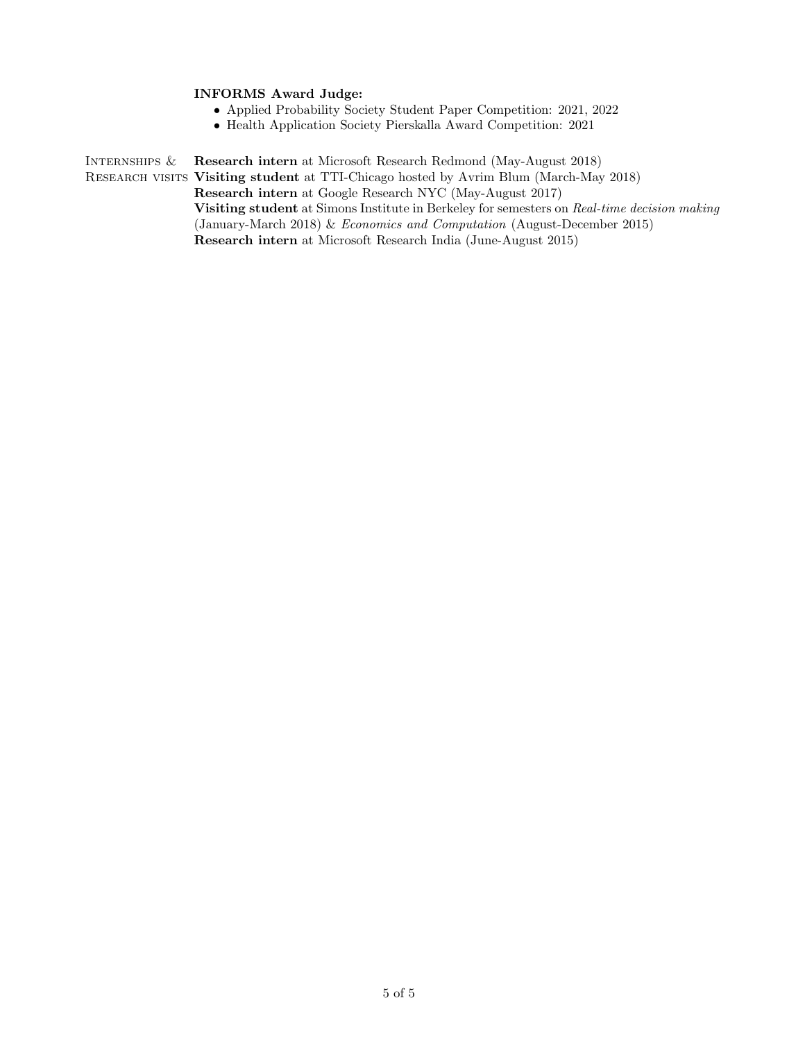**INFORMS Award Judge:**

- Applied Probability Society Student Paper Competition: 2021, 2022
- Health Application Society Pierskalla Award Competition: 2021

INTERNSHIPS & RESEARCH VISITS

**Research intern** at Microsoft Research Redmond (May-August 2018)
**Visiting student** at TTI-Chicago hosted by Avrim Blum (March-May 2018)
**Research intern** at Google Research NYC (May-August 2017)
**Visiting student** at Simons Institute in Berkeley for semesters on *Real-time decision making* (January-March 2018) & *Economics and Computation* (August-December 2015)
**Research intern** at Microsoft Research India (June-August 2015)